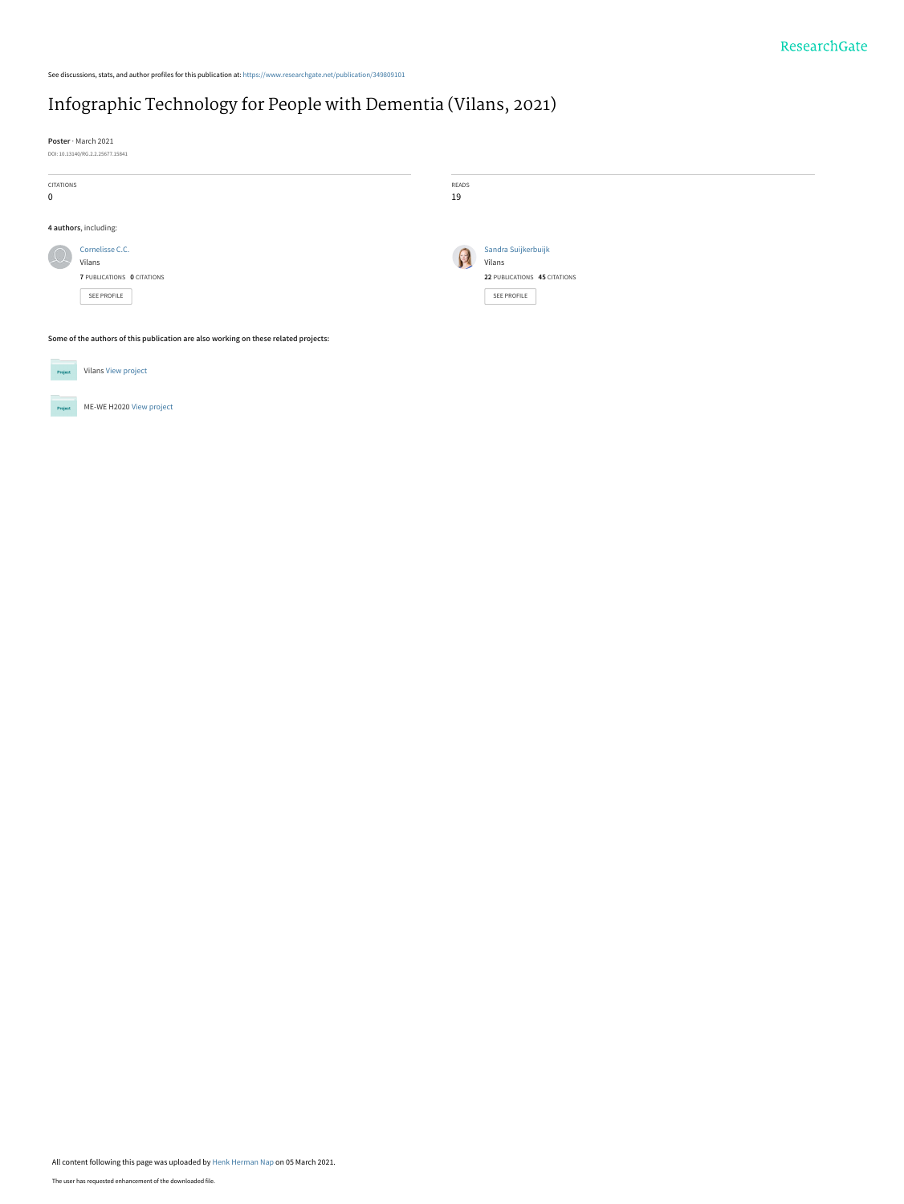See discussions, stats, and author profiles for this publication at: https://www.researchgate.net/publication/349809101

# Infographic Technology for People with Dementia (Vilans, 2021)

**Poster** · March 2021

DOI: 10.13140/RG.2.2.25677.15841

CITATIONS
0

READS
19

**4 authors**, including:

Cornelisse C.C.
Vilans
**7** PUBLICATIONS **0** CITATIONS
SEE PROFILE

Sandra Suijkerbuijk
Vilans
**22** PUBLICATIONS **45** CITATIONS
SEE PROFILE

**Some of the authors of this publication are also working on these related projects:**

Vilans View project

ME-WE H2020 View project

All content following this page was uploaded by Henk Herman Nap on 05 March 2021.

The user has requested enhancement of the downloaded file.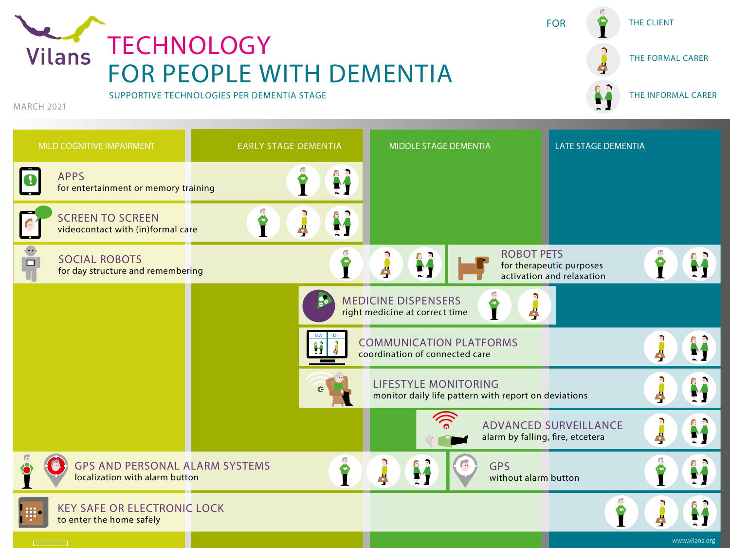Vilans

# TECHNOLOGY
# FOR PEOPLE WITH DEMENTIA

SUPPORTIVE TECHNOLOGIES PER DEMENTIA STAGE

MARCH 2021

FOR: THE CLIENT · THE FORMAL CARER · THE INFORMAL CARER

MILD COGNITIVE IMPAIRMENT | EARLY STAGE DEMENTIA | MIDDLE STAGE DEMENTIA | LATE STAGE DEMENTIA

**APPS**
for entertainment or memory training

**SCREEN TO SCREEN**
videocontact with (in)formal care

**SOCIAL ROBOTS**
for day structure and remembering

**ROBOT PETS**
for therapeutic purposes activation and relaxation

**MEDICINE DISPENSERS**
right medicine at correct time

**COMMUNICATION PLATFORMS**
coordination of connected care

MA DI

**LIFESTYLE MONITORING**
monitor daily life pattern with report on deviations

**ADVANCED SURVEILLANCE**
alarm by falling, fire, etcetera

**GPS AND PERSONAL ALARM SYSTEMS**
localization with alarm button

**GPS**
without alarm button

**KEY SAFE OR ELECTRONIC LOCK**
to enter the home safely

www.vilans.org